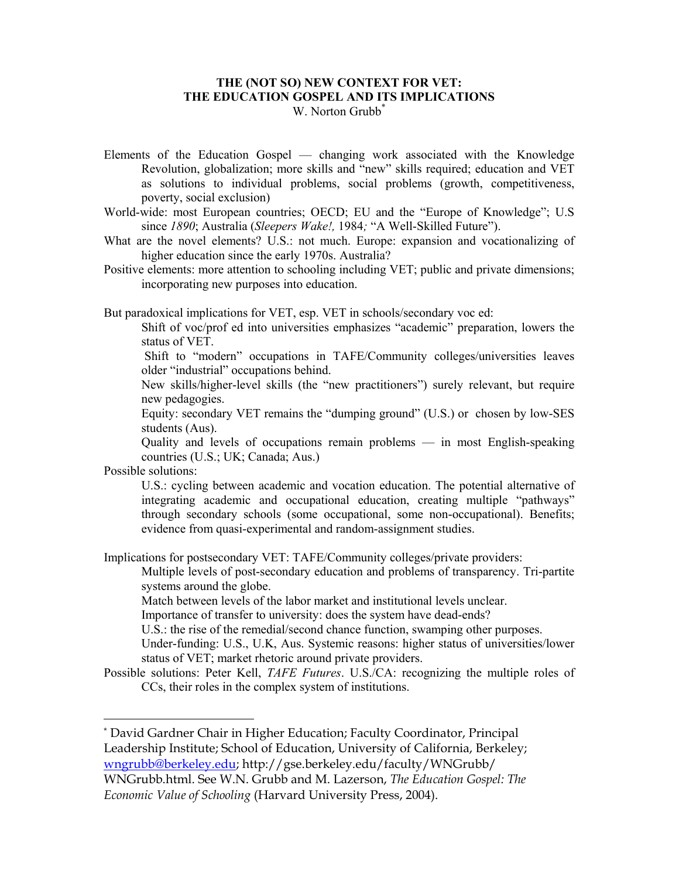# THE (NOT SO) NEW CONTEXT FOR VET:
# THE EDUCATION GOSPEL AND ITS IMPLICATIONS

W. Norton Grubb[*]

Elements of the Education Gospel — changing work associated with the Knowledge Revolution, globalization; more skills and "new" skills required; education and VET as solutions to individual problems, social problems (growth, competitiveness, poverty, social exclusion)

World-wide: most European countries; OECD; EU and the "Europe of Knowledge"; U.S since *1890*; Australia (*Sleepers Wake!,* 1984*;* "A Well-Skilled Future").

What are the novel elements? U.S.: not much. Europe: expansion and vocationalizing of higher education since the early 1970s. Australia?

Positive elements: more attention to schooling including VET; public and private dimensions; incorporating new purposes into education.

But paradoxical implications for VET, esp. VET in schools/secondary voc ed:

- Shift of voc/prof ed into universities emphasizes "academic" preparation, lowers the status of VET.
- Shift to "modern" occupations in TAFE/Community colleges/universities leaves older "industrial" occupations behind.
- New skills/higher-level skills (the "new practitioners") surely relevant, but require new pedagogies.
- Equity: secondary VET remains the "dumping ground" (U.S.) or chosen by low-SES students (Aus).
- Quality and levels of occupations remain problems — in most English-speaking countries (U.S.; UK; Canada; Aus.)

Possible solutions:

- U.S.: cycling between academic and vocation education. The potential alternative of integrating academic and occupational education, creating multiple "pathways" through secondary schools (some occupational, some non-occupational). Benefits; evidence from quasi-experimental and random-assignment studies.

Implications for postsecondary VET: TAFE/Community colleges/private providers:

- Multiple levels of post-secondary education and problems of transparency. Tri-partite systems around the globe.
- Match between levels of the labor market and institutional levels unclear.
- Importance of transfer to university: does the system have dead-ends?
- U.S.: the rise of the remedial/second chance function, swamping other purposes.
- Under-funding: U.S., U.K, Aus. Systemic reasons: higher status of universities/lower status of VET; market rhetoric around private providers.

Possible solutions: Peter Kell, *TAFE Futures*. U.S./CA: recognizing the multiple roles of CCs, their roles in the complex system of institutions.

---

[*] David Gardner Chair in Higher Education; Faculty Coordinator, Principal Leadership Institute; School of Education, University of California, Berkeley; wngrubb@berkeley.edu; http://gse.berkeley.edu/faculty/WNGrubb/WNGrubb.html. See W.N. Grubb and M. Lazerson, *The Education Gospel: The Economic Value of Schooling* (Harvard University Press, 2004).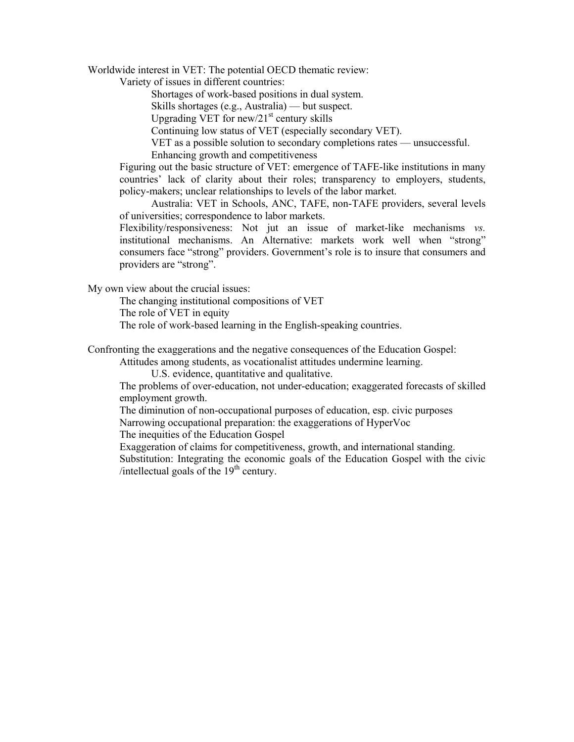Worldwide interest in VET: The potential OECD thematic review:

- Variety of issues in different countries:
  - Shortages of work-based positions in dual system.
  - Skills shortages (e.g., Australia) — but suspect.
  - Upgrading VET for new/21st century skills
  - Continuing low status of VET (especially secondary VET).
  - VET as a possible solution to secondary completions rates — unsuccessful.
  - Enhancing growth and competitiveness
- Figuring out the basic structure of VET: emergence of TAFE-like institutions in many countries' lack of clarity about their roles; transparency to employers, students, policy-makers; unclear relationships to levels of the labor market.
  - Australia: VET in Schools, ANC, TAFE, non-TAFE providers, several levels of universities; correspondence to labor markets.
- Flexibility/responsiveness: Not jut an issue of market-like mechanisms *vs.* institutional mechanisms. An Alternative: markets work well when "strong" consumers face "strong" providers. Government's role is to insure that consumers and providers are "strong".

My own view about the crucial issues:

- The changing institutional compositions of VET
- The role of VET in equity
- The role of work-based learning in the English-speaking countries.

Confronting the exaggerations and the negative consequences of the Education Gospel:

- Attitudes among students, as vocationalist attitudes undermine learning.
  - U.S. evidence, quantitative and qualitative.
- The problems of over-education, not under-education; exaggerated forecasts of skilled employment growth.
- The diminution of non-occupational purposes of education, esp. civic purposes
- Narrowing occupational preparation: the exaggerations of HyperVoc
- The inequities of the Education Gospel
- Exaggeration of claims for competitiveness, growth, and international standing.
- Substitution: Integrating the economic goals of the Education Gospel with the civic /intellectual goals of the 19th century.